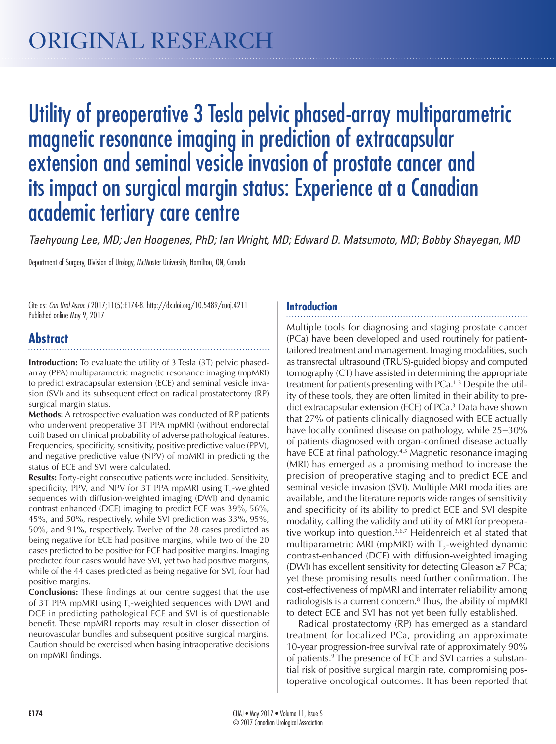ORIGINAL RESEARCH

# Utility of preoperative 3 Tesla pelvic phased-array multiparametric magnetic resonance imaging in prediction of extracapsular extension and seminal vesicle invasion of prostate cancer and its impact on surgical margin status: Experience at a Canadian academic tertiary care centre

*Taehyoung Lee, MD; Jen Hoogenes, PhD; Ian Wright, MD; Edward D. Matsumoto, MD; Bobby Shayegan, MD*

Department of Surgery, Division of Urology, McMaster University, Hamilton, ON, Canada

Cite as: *Can Urol Assoc J* 2017;11(5):E174-8. http://dx.doi.org/10.5489/cuaj.4211
Published online May 9, 2017

## Abstract

**Introduction:** To evaluate the utility of 3 Tesla (3T) pelvic phased-array (PPA) multiparametric magnetic resonance imaging (mpMRI) to predict extracapsular extension (ECE) and seminal vesicle invasion (SVI) and its subsequent effect on radical prostatectomy (RP) surgical margin status.

**Methods:** A retrospective evaluation was conducted of RP patients who underwent preoperative 3T PPA mpMRI (without endorectal coil) based on clinical probability of adverse pathological features. Frequencies, specificity, sensitivity, positive predictive value (PPV), and negative predictive value (NPV) of mpMRI in predicting the status of ECE and SVI were calculated.

**Results:** Forty-eight consecutive patients were included. Sensitivity, specificity, PPV, and NPV for 3T PPA mpMRI using $T_2$-weighted sequences with diffusion-weighted imaging (DWI) and dynamic contrast enhanced (DCE) imaging to predict ECE was 39%, 56%, 45%, and 50%, respectively, while SVI prediction was 33%, 95%, 50%, and 91%, respectively. Twelve of the 28 cases predicted as being negative for ECE had positive margins, while two of the 20 cases predicted to be positive for ECE had positive margins. Imaging predicted four cases would have SVI, yet two had positive margins, while of the 44 cases predicted as being negative for SVI, four had positive margins.

**Conclusions:** These findings at our centre suggest that the use of 3T PPA mpMRI using $T_2$-weighted sequences with DWI and DCE in predicting pathological ECE and SVI is of questionable benefit. These mpMRI reports may result in closer dissection of neurovascular bundles and subsequent positive surgical margins. Caution should be exercised when basing intraoperative decisions on mpMRI findings.

## Introduction

Multiple tools for diagnosing and staging prostate cancer (PCa) have been developed and used routinely for patient-tailored treatment and management. Imaging modalities, such as transrectal ultrasound (TRUS)-guided biopsy and computed tomography (CT) have assisted in determining the appropriate treatment for patients presenting with PCa.[1-3] Despite the utility of these tools, they are often limited in their ability to predict extracapsular extension (ECE) of PCa.[3] Data have shown that 27% of patients clinically diagnosed with ECE actually have locally confined disease on pathology, while 25–30% of patients diagnosed with organ-confined disease actually have ECE at final pathology.[4,5] Magnetic resonance imaging (MRI) has emerged as a promising method to increase the precision of preoperative staging and to predict ECE and seminal vesicle invasion (SVI). Multiple MRI modalities are available, and the literature reports wide ranges of sensitivity and specificity of its ability to predict ECE and SVI despite modality, calling the validity and utility of MRI for preoperative workup into question.[3,6,7] Heidenreich et al stated that multiparametric MRI (mpMRI) with $T_2$-weighted dynamic contrast-enhanced (DCE) with diffusion-weighted imaging (DWI) has excellent sensitivity for detecting Gleason ≥7 PCa; yet these promising results need further confirmation. The cost-effectiveness of mpMRI and interrater reliability among radiologists is a current concern.[8] Thus, the ability of mpMRI to detect ECE and SVI has not yet been fully established.

Radical prostatectomy (RP) has emerged as a standard treatment for localized PCa, providing an approximate 10-year progression-free survival rate of approximately 90% of patients.[9] The presence of ECE and SVI carries a substantial risk of positive surgical margin rate, compromising postoperative oncological outcomes. It has been reported that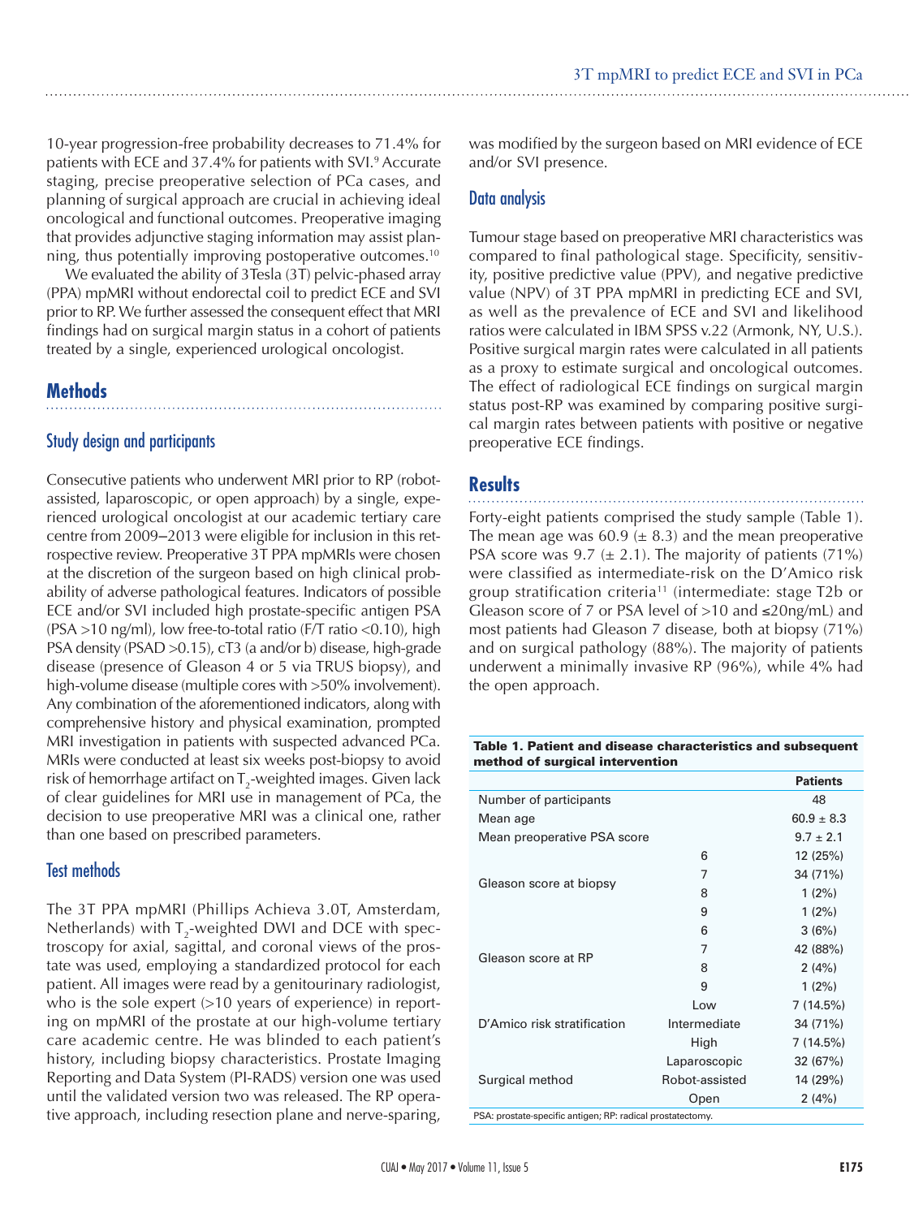10-year progression-free probability decreases to 71.4% for patients with ECE and 37.4% for patients with SVI.[9] Accurate staging, precise preoperative selection of PCa cases, and planning of surgical approach are crucial in achieving ideal oncological and functional outcomes. Preoperative imaging that provides adjunctive staging information may assist planning, thus potentially improving postoperative outcomes.[10]

We evaluated the ability of 3Tesla (3T) pelvic-phased array (PPA) mpMRI without endorectal coil to predict ECE and SVI prior to RP. We further assessed the consequent effect that MRI findings had on surgical margin status in a cohort of patients treated by a single, experienced urological oncologist.

## Methods

### Study design and participants

Consecutive patients who underwent MRI prior to RP (robot-assisted, laparoscopic, or open approach) by a single, experienced urological oncologist at our academic tertiary care centre from 2009–2013 were eligible for inclusion in this retrospective review. Preoperative 3T PPA mpMRIs were chosen at the discretion of the surgeon based on high clinical probability of adverse pathological features. Indicators of possible ECE and/or SVI included high prostate-specific antigen PSA (PSA >10 ng/ml), low free-to-total ratio (F/T ratio <0.10), high PSA density (PSAD >0.15), cT3 (a and/or b) disease, high-grade disease (presence of Gleason 4 or 5 via TRUS biopsy), and high-volume disease (multiple cores with >50% involvement). Any combination of the aforementioned indicators, along with comprehensive history and physical examination, prompted MRI investigation in patients with suspected advanced PCa. MRIs were conducted at least six weeks post-biopsy to avoid risk of hemorrhage artifact on $T_2$-weighted images. Given lack of clear guidelines for MRI use in management of PCa, the decision to use preoperative MRI was a clinical one, rather than one based on prescribed parameters.

### Test methods

The 3T PPA mpMRI (Phillips Achieva 3.0T, Amsterdam, Netherlands) with $T_2$-weighted DWI and DCE with spectroscopy for axial, sagittal, and coronal views of the prostate was used, employing a standardized protocol for each patient. All images were read by a genitourinary radiologist, who is the sole expert (>10 years of experience) in reporting on mpMRI of the prostate at our high-volume tertiary care academic centre. He was blinded to each patient's history, including biopsy characteristics. Prostate Imaging Reporting and Data System (PI-RADS) version one was used until the validated version two was released. The RP operative approach, including resection plane and nerve-sparing, was modified by the surgeon based on MRI evidence of ECE and/or SVI presence.

### Data analysis

Tumour stage based on preoperative MRI characteristics was compared to final pathological stage. Specificity, sensitivity, positive predictive value (PPV), and negative predictive value (NPV) of 3T PPA mpMRI in predicting ECE and SVI, as well as the prevalence of ECE and SVI and likelihood ratios were calculated in IBM SPSS v.22 (Armonk, NY, U.S.). Positive surgical margin rates were calculated in all patients as a proxy to estimate surgical and oncological outcomes. The effect of radiological ECE findings on surgical margin status post-RP was examined by comparing positive surgical margin rates between patients with positive or negative preoperative ECE findings.

## Results

Forty-eight patients comprised the study sample (Table 1). The mean age was 60.9 (± 8.3) and the mean preoperative PSA score was 9.7 (± 2.1). The majority of patients (71%) were classified as intermediate-risk on the D'Amico risk group stratification criteria[11] (intermediate: stage T2b or Gleason score of 7 or PSA level of >10 and ≤20ng/mL) and most patients had Gleason 7 disease, both at biopsy (71%) and on surgical pathology (88%). The majority of patients underwent a minimally invasive RP (96%), while 4% had the open approach.

**Table 1. Patient and disease characteristics and subsequent method of surgical intervention**

| | | Patients |
|---|---|---|
| Number of participants | | 48 |
| Mean age | | 60.9 ± 8.3 |
| Mean preoperative PSA score | | 9.7 ± 2.1 |
| Gleason score at biopsy | 6 | 12 (25%) |
| | 7 | 34 (71%) |
| | 8 | 1 (2%) |
| | 9 | 1 (2%) |
| Gleason score at RP | 6 | 3 (6%) |
| | 7 | 42 (88%) |
| | 8 | 2 (4%) |
| | 9 | 1 (2%) |
| D'Amico risk stratification | Low | 7 (14.5%) |
| | Intermediate | 34 (71%) |
| | High | 7 (14.5%) |
| Surgical method | Laparoscopic | 32 (67%) |
| | Robot-assisted | 14 (29%) |
| | Open | 2 (4%) |

PSA: prostate-specific antigen; RP: radical prostatectomy.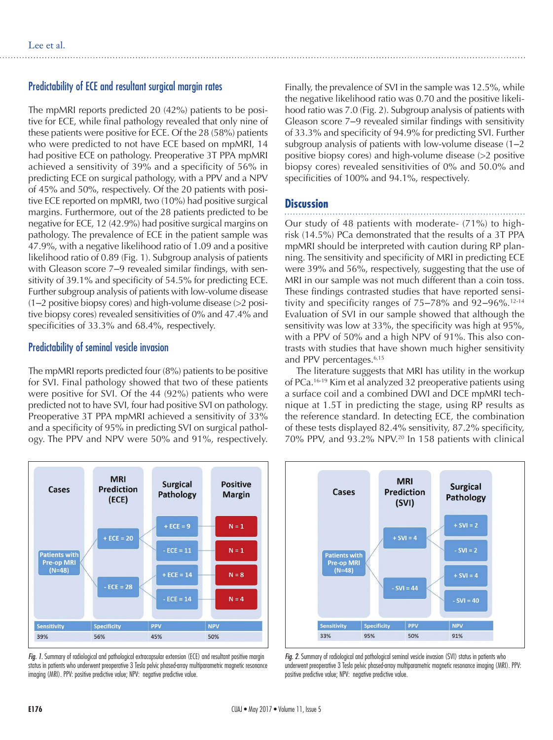## Predictability of ECE and resultant surgical margin rates

The mpMRI reports predicted 20 (42%) patients to be positive for ECE, while final pathology revealed that only nine of these patients were positive for ECE. Of the 28 (58%) patients who were predicted to not have ECE based on mpMRI, 14 had positive ECE on pathology. Preoperative 3T PPA mpMRI achieved a sensitivity of 39% and a specificity of 56% in predicting ECE on surgical pathology, with a PPV and a NPV of 45% and 50%, respectively. Of the 20 patients with positive ECE reported on mpMRI, two (10%) had positive surgical margins. Furthermore, out of the 28 patients predicted to be negative for ECE, 12 (42.9%) had positive surgical margins on pathology. The prevalence of ECE in the patient sample was 47.9%, with a negative likelihood ratio of 1.09 and a positive likelihood ratio of 0.89 (Fig. 1). Subgroup analysis of patients with Gleason score 7–9 revealed similar findings, with sensitivity of 39.1% and specificity of 54.5% for predicting ECE. Further subgroup analysis of patients with low-volume disease (1–2 positive biopsy cores) and high-volume disease (>2 positive biopsy cores) revealed sensitivities of 0% and 47.4% and specificities of 33.3% and 68.4%, respectively.

## Predictability of seminal vesicle invasion

The mpMRI reports predicted four (8%) patients to be positive for SVI. Final pathology showed that two of these patients were positive for SVI. Of the 44 (92%) patients who were predicted not to have SVI, four had positive SVI on pathology. Preoperative 3T PPA mpMRI achieved a sensitivity of 33% and a specificity of 95% in predicting SVI on surgical pathology. The PPV and NPV were 50% and 91%, respectively. Finally, the prevalence of SVI in the sample was 12.5%, while the negative likelihood ratio was 0.70 and the positive likelihood ratio was 7.0 (Fig. 2). Subgroup analysis of patients with Gleason score 7–9 revealed similar findings with sensitivity of 33.3% and specificity of 94.9% for predicting SVI. Further subgroup analysis of patients with low-volume disease (1–2 positive biopsy cores) and high-volume disease (>2 positive biopsy cores) revealed sensitivities of 0% and 50.0% and specificities of 100% and 94.1%, respectively.

# Discussion

Our study of 48 patients with moderate- (71%) to high-risk (14.5%) PCa demonstrated that the results of a 3T PPA mpMRI should be interpreted with caution during RP planning. The sensitivity and specificity of MRI in predicting ECE were 39% and 56%, respectively, suggesting that the use of MRI in our sample was not much different than a coin toss. These findings contrasted studies that have reported sensitivity and specificity ranges of 75–78% and 92–96%.[12-14] Evaluation of SVI in our sample showed that although the sensitivity was low at 33%, the specificity was high at 95%, with a PPV of 50% and a high NPV of 91%. This also contrasts with studies that have shown much higher sensitivity and PPV percentages.[6,15]

The literature suggests that MRI has utility in the workup of PCa.[16-19] Kim et al analyzed 32 preoperative patients using a surface coil and a combined DWI and DCE mpMRI technique at 1.5T in predicting the stage, using RP results as the reference standard. In detecting ECE, the combination of these tests displayed 82.4% sensitivity, 87.2% specificity, 70% PPV, and 93.2% NPV.[20] In 158 patients with clinical

| Sensitivity | Specificity | PPV | NPV |
|---|---|---|---|
| 39% | 56% | 45% | 50% |

*Fig. 1.* Summary of radiological and pathological extracapsular extension (ECE) and resultant positive margin status in patients who underwent preoperative 3 Tesla pelvic phased-array multiparametric magnetic resonance imaging (MRI). PPV: positive predictive value; NPV: negative predictive value.

| Sensitivity | Specificity | PPV | NPV |
|---|---|---|---|
| 33% | 95% | 50% | 91% |

*Fig. 2.* Summary of radiological and pathological seminal vesicle invasion (SVI) status in patients who underwent preoperative 3 Tesla pelvic phased-array multiparametric magnetic resonance imaging (MRI). PPV: positive predictive value; NPV: negative predictive value.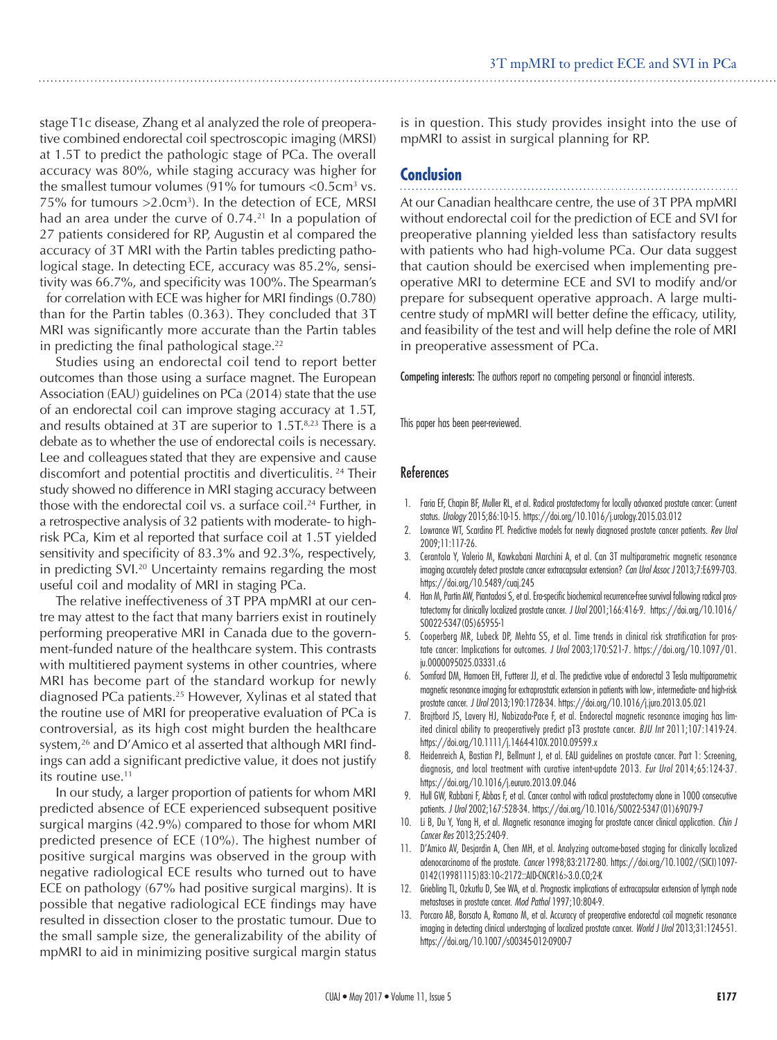stage T1c disease, Zhang et al analyzed the role of preoperative combined endorectal coil spectroscopic imaging (MRSI) at 1.5T to predict the pathologic stage of PCa. The overall accuracy was 80%, while staging accuracy was higher for the smallest tumour volumes (91% for tumours $<0.5cm^3$ vs. 75% for tumours $>2.0cm^3$). In the detection of ECE, MRSI had an area under the curve of 0.74.[21] In a population of 27 patients considered for RP, Augustin et al compared the accuracy of 3T MRI with the Partin tables predicting pathological stage. In detecting ECE, accuracy was 85.2%, sensitivity was 66.7%, and specificity was 100%. The Spearman's for correlation with ECE was higher for MRI findings (0.780) than for the Partin tables (0.363). They concluded that 3T MRI was significantly more accurate than the Partin tables in predicting the final pathological stage.[22]

Studies using an endorectal coil tend to report better outcomes than those using a surface magnet. The European Association (EAU) guidelines on PCa (2014) state that the use of an endorectal coil can improve staging accuracy at 1.5T, and results obtained at 3T are superior to 1.5T.[8,23] There is a debate as to whether the use of endorectal coils is necessary. Lee and colleagues stated that they are expensive and cause discomfort and potential proctitis and diverticulitis.[24] Their study showed no difference in MRI staging accuracy between those with the endorectal coil vs. a surface coil.[24] Further, in a retrospective analysis of 32 patients with moderate- to high-risk PCa, Kim et al reported that surface coil at 1.5T yielded sensitivity and specificity of 83.3% and 92.3%, respectively, in predicting SVI.[20] Uncertainty remains regarding the most useful coil and modality of MRI in staging PCa.

The relative ineffectiveness of 3T PPA mpMRI at our centre may attest to the fact that many barriers exist in routinely performing preoperative MRI in Canada due to the government-funded nature of the healthcare system. This contrasts with multitiered payment systems in other countries, where MRI has become part of the standard workup for newly diagnosed PCa patients.[25] However, Xylinas et al stated that the routine use of MRI for preoperative evaluation of PCa is controversial, as its high cost might burden the healthcare system,[26] and D'Amico et al asserted that although MRI findings can add a significant predictive value, it does not justify its routine use.[11]

In our study, a larger proportion of patients for whom MRI predicted absence of ECE experienced subsequent positive surgical margins (42.9%) compared to those for whom MRI predicted presence of ECE (10%). The highest number of positive surgical margins was observed in the group with negative radiological ECE results who turned out to have ECE on pathology (67% had positive surgical margins). It is possible that negative radiological ECE findings may have resulted in dissection closer to the prostatic tumour. Due to the small sample size, the generalizability of the ability of mpMRI to aid in minimizing positive surgical margin status is in question. This study provides insight into the use of mpMRI to assist in surgical planning for RP.

## Conclusion

At our Canadian healthcare centre, the use of 3T PPA mpMRI without endorectal coil for the prediction of ECE and SVI for preoperative planning yielded less than satisfactory results with patients who had high-volume PCa. Our data suggest that caution should be exercised when implementing preoperative MRI to determine ECE and SVI to modify and/or prepare for subsequent operative approach. A large multicentre study of mpMRI will better define the efficacy, utility, and feasibility of the test and will help define the role of MRI in preoperative assessment of PCa.

**Competing interests:** The authors report no competing personal or financial interests.

This paper has been peer-reviewed.

## References

1. Faria EF, Chapin BF, Muller RL, et al. Radical prostatectomy for locally advanced prostate cancer: Current status. *Urology* 2015;86:10-15. https://doi.org/10.1016/j.urology.2015.03.012
2. Lowrance WT, Scardino PT. Predictive models for newly diagnosed prostate cancer patients. *Rev Urol* 2009;11:117-26.
3. Cerantola Y, Valerio M, Kawkabani Marchini A, et al. Can 3T multiparametric magnetic resonance imaging accurately detect prostate cancer extracapsular extension? *Can Urol Assoc J* 2013;7:E699-703. https://doi.org/10.5489/cuaj.245
4. Han M, Partin AW, Piantadosi S, et al. Era-specific biochemical recurrence-free survival following radical prostatectomy for clinically localized prostate cancer. *J Urol* 2001;166:416-9. https://doi.org/10.1016/S0022-5347(05)65955-1
5. Cooperberg MR, Lubeck DP, Mehta SS, et al. Time trends in clinical risk stratification for prostate cancer: Implications for outcomes. *J Urol* 2003;170:S21-7. https://doi.org/10.1097/01.ju.0000095025.03331.c6
6. Somford DM, Hamoen EH, Futterer JJ, et al. The predictive value of endorectal 3 Tesla multiparametric magnetic resonance imaging for extraprostatic extension in patients with low-, intermediate- and high-risk prostate cancer. *J Urol* 2013;190:1728-34. https://doi.org/10.1016/j.juro.2013.05.021
7. Brajtbord JS, Lavery HJ, Nabizada-Pace F, et al. Endorectal magnetic resonance imaging has limited clinical ability to preoperatively predict pT3 prostate cancer. *BJU Int* 2011;107:1419-24. https://doi.org/10.1111/j.1464-410X.2010.09599.x
8. Heidenreich A, Bastian PJ, Bellmunt J, et al. EAU guidelines on prostate cancer. Part 1: Screening, diagnosis, and local treatment with curative intent-update 2013. *Eur Urol* 2014;65:124-37. https://doi.org/10.1016/j.eururo.2013.09.046
9. Hull GW, Rabbani F, Abbas F, et al. Cancer control with radical prostatectomy alone in 1000 consecutive patients. *J Urol* 2002;167:528-34. https://doi.org/10.1016/S0022-5347(01)69079-7
10. Li B, Du Y, Yang H, et al. Magnetic resonance imaging for prostate cancer clinical application. *Chin J Cancer Res* 2013;25:240-9.
11. D'Amico AV, Desjardin A, Chen MH, et al. Analyzing outcome-based staging for clinically localized adenocarcinoma of the prostate. *Cancer* 1998;83:2172-80. https://doi.org/10.1002/(SICI)1097-0142(19981115)83:10<2172::AID-CNCR16>3.0.CO;2-K
12. Griebling TL, Ozkutlu D, See WA, et al. Prognostic implications of extracapsular extension of lymph node metastases in prostate cancer. *Mod Pathol* 1997;10:804-9.
13. Porcaro AB, Borsato A, Romano M, et al. Accuracy of preoperative endorectal coil magnetic resonance imaging in detecting clinical understaging of localized prostate cancer. *World J Urol* 2013;31:1245-51. https://doi.org/10.1007/s00345-012-0900-7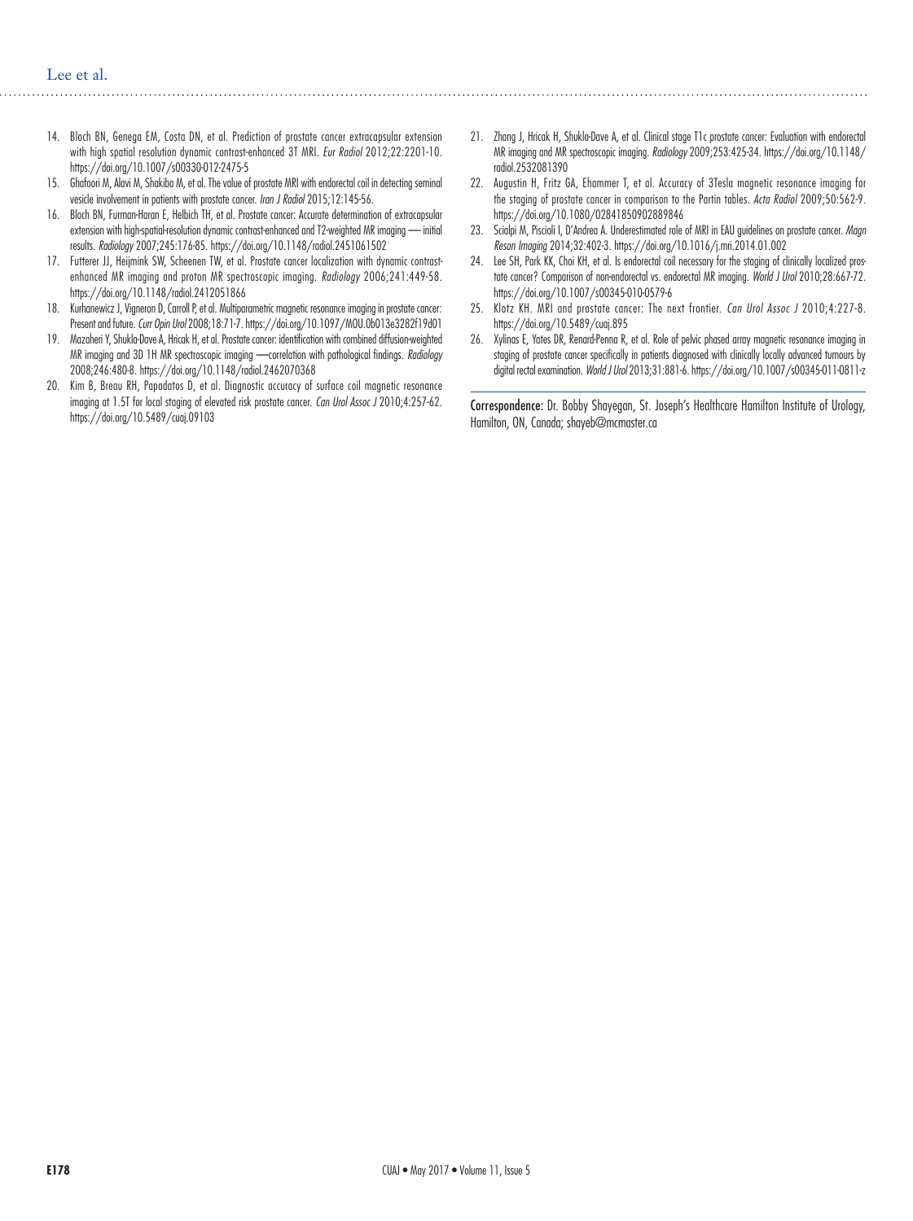14. Bloch BN, Genega EM, Costa DN, et al. Prediction of prostate cancer extracapsular extension with high spatial resolution dynamic contrast-enhanced 3T MRI. *Eur Radiol* 2012;22:2201-10. https://doi.org/10.1007/s00330-012-2475-5
15. Ghafoori M, Alavi M, Shakiba M, et al. The value of prostate MRI with endorectal coil in detecting seminal vesicle involvement in patients with prostate cancer. *Iran J Radiol* 2015;12:145-56.
16. Bloch BN, Furman-Haran E, Helbich TH, et al. Prostate cancer: Accurate determination of extracapsular extension with high-spatial-resolution dynamic contrast-enhanced and T2-weighted MR imaging — initial results. *Radiology* 2007;245:176-85. https://doi.org/10.1148/radiol.2451061502
17. Futterer JJ, Heijmink SW, Scheenen TW, et al. Prostate cancer localization with dynamic contrast-enhanced MR imaging and proton MR spectroscopic imaging. *Radiology* 2006;241:449-58. https://doi.org/10.1148/radiol.2412051866
18. Kurhanewicz J, Vigneron D, Carroll P, et al. Multiparametric magnetic resonance imaging in prostate cancer: Present and future. *Curr Opin Urol* 2008;18:71-7. https://doi.org/10.1097/MOU.0b013e3282f19d01
19. Mazaheri Y, Shukla-Dave A, Hricak H, et al. Prostate cancer: identification with combined diffusion-weighted MR imaging and 3D 1H MR spectroscopic imaging —correlation with pathological findings. *Radiology* 2008;246:480-8. https://doi.org/10.1148/radiol.2462070368
20. Kim B, Breau RH, Papadatos D, et al. Diagnostic accuracy of surface coil magnetic resonance imaging at 1.5T for local staging of elevated risk prostate cancer. *Can Urol Assoc J* 2010;4:257-62. https://doi.org/10.5489/cuaj.09103
21. Zhang J, Hricak H, Shukla-Dave A, et al. Clinical stage T1c prostate cancer: Evaluation with endorectal MR imaging and MR spectroscopic imaging. *Radiology* 2009;253:425-34. https://doi.org/10.1148/radiol.2532081390
22. Augustin H, Fritz GA, Ehammer T, et al. Accuracy of 3Tesla magnetic resonance imaging for the staging of prostate cancer in comparison to the Partin tables. *Acta Radiol* 2009;50:562-9. https://doi.org/10.1080/02841850902889846
23. Scialpi M, Piscioli I, D'Andrea A. Underestimated role of MRI in EAU guidelines on prostate cancer. *Magn Reson Imaging* 2014;32:402-3. https://doi.org/10.1016/j.mri.2014.01.002
24. Lee SH, Park KK, Choi KH, et al. Is endorectal coil necessary for the staging of clinically localized prostate cancer? Comparison of non-endorectal vs. endorectal MR imaging. *World J Urol* 2010;28:667-72. https://doi.org/10.1007/s00345-010-0579-6
25. Klotz KH. MRI and prostate cancer: The next frontier. *Can Urol Assoc J* 2010;4:227-8. https://doi.org/10.5489/cuaj.895
26. Xylinas E, Yates DR, Renard-Penna R, et al. Role of pelvic phased array magnetic resonance imaging in staging of prostate cancer specifically in patients diagnosed with clinically locally advanced tumours by digital rectal examination. *World J Urol* 2013;31:881-6. https://doi.org/10.1007/s00345-011-0811-z

**Correspondence:** Dr. Bobby Shayegan, St. Joseph's Healthcare Hamilton Institute of Urology, Hamilton, ON, Canada; shayeb@mcmaster.ca